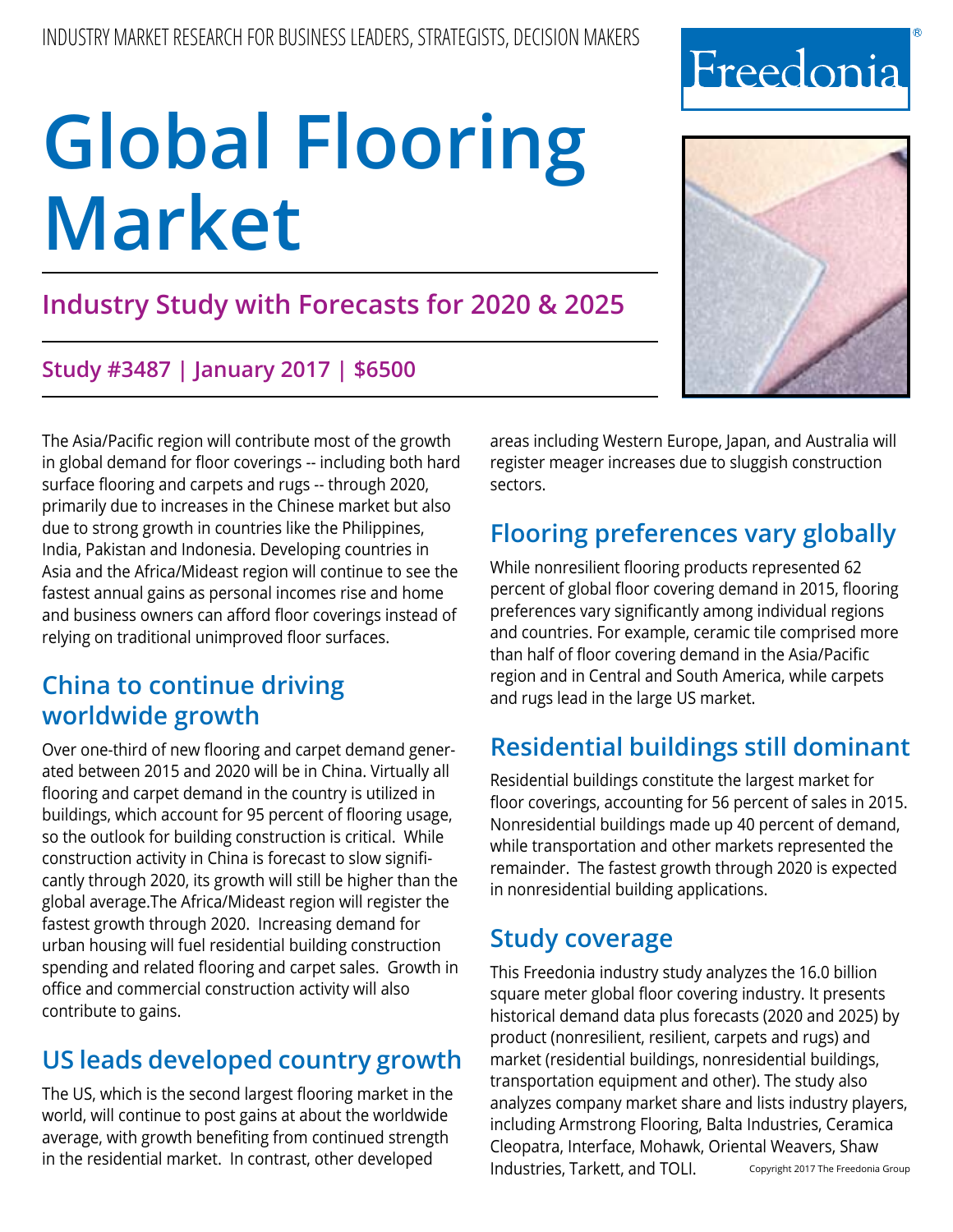INDUSTRY MARKET RESEARCH FOR BUSINESS LEADERS, STRATEGISTS, DECISION MAKERS

Freedonia®

# Global Flooring Market

## Industry Study with Forecasts for 2020 & 2025

### Study #3487 | January 2017 | $6500

The Asia/Pacific region will contribute most of the growth in global demand for floor coverings -- including both hard surface flooring and carpets and rugs -- through 2020, primarily due to increases in the Chinese market but also due to strong growth in countries like the Philippines, India, Pakistan and Indonesia. Developing countries in Asia and the Africa/Mideast region will continue to see the fastest annual gains as personal incomes rise and home and business owners can afford floor coverings instead of relying on traditional unimproved floor surfaces.

## China to continue driving worldwide growth

Over one-third of new flooring and carpet demand generated between 2015 and 2020 will be in China. Virtually all flooring and carpet demand in the country is utilized in buildings, which account for 95 percent of flooring usage, so the outlook for building construction is critical. While construction activity in China is forecast to slow significantly through 2020, its growth will still be higher than the global average.The Africa/Mideast region will register the fastest growth through 2020. Increasing demand for urban housing will fuel residential building construction spending and related flooring and carpet sales. Growth in office and commercial construction activity will also contribute to gains.

## US leads developed country growth

The US, which is the second largest flooring market in the world, will continue to post gains at about the worldwide average, with growth benefiting from continued strength in the residential market. In contrast, other developed areas including Western Europe, Japan, and Australia will register meager increases due to sluggish construction sectors.

## Flooring preferences vary globally

While nonresilient flooring products represented 62 percent of global floor covering demand in 2015, flooring preferences vary significantly among individual regions and countries. For example, ceramic tile comprised more than half of floor covering demand in the Asia/Pacific region and in Central and South America, while carpets and rugs lead in the large US market.

## Residential buildings still dominant

Residential buildings constitute the largest market for floor coverings, accounting for 56 percent of sales in 2015. Nonresidential buildings made up 40 percent of demand, while transportation and other markets represented the remainder. The fastest growth through 2020 is expected in nonresidential building applications.

## Study coverage

This Freedonia industry study analyzes the 16.0 billion square meter global floor covering industry. It presents historical demand data plus forecasts (2020 and 2025) by product (nonresilient, resilient, carpets and rugs) and market (residential buildings, nonresidential buildings, transportation equipment and other). The study also analyzes company market share and lists industry players, including Armstrong Flooring, Balta Industries, Ceramica Cleopatra, Interface, Mohawk, Oriental Weavers, Shaw Industries, Tarkett, and TOLI.

Copyright 2017 The Freedonia Group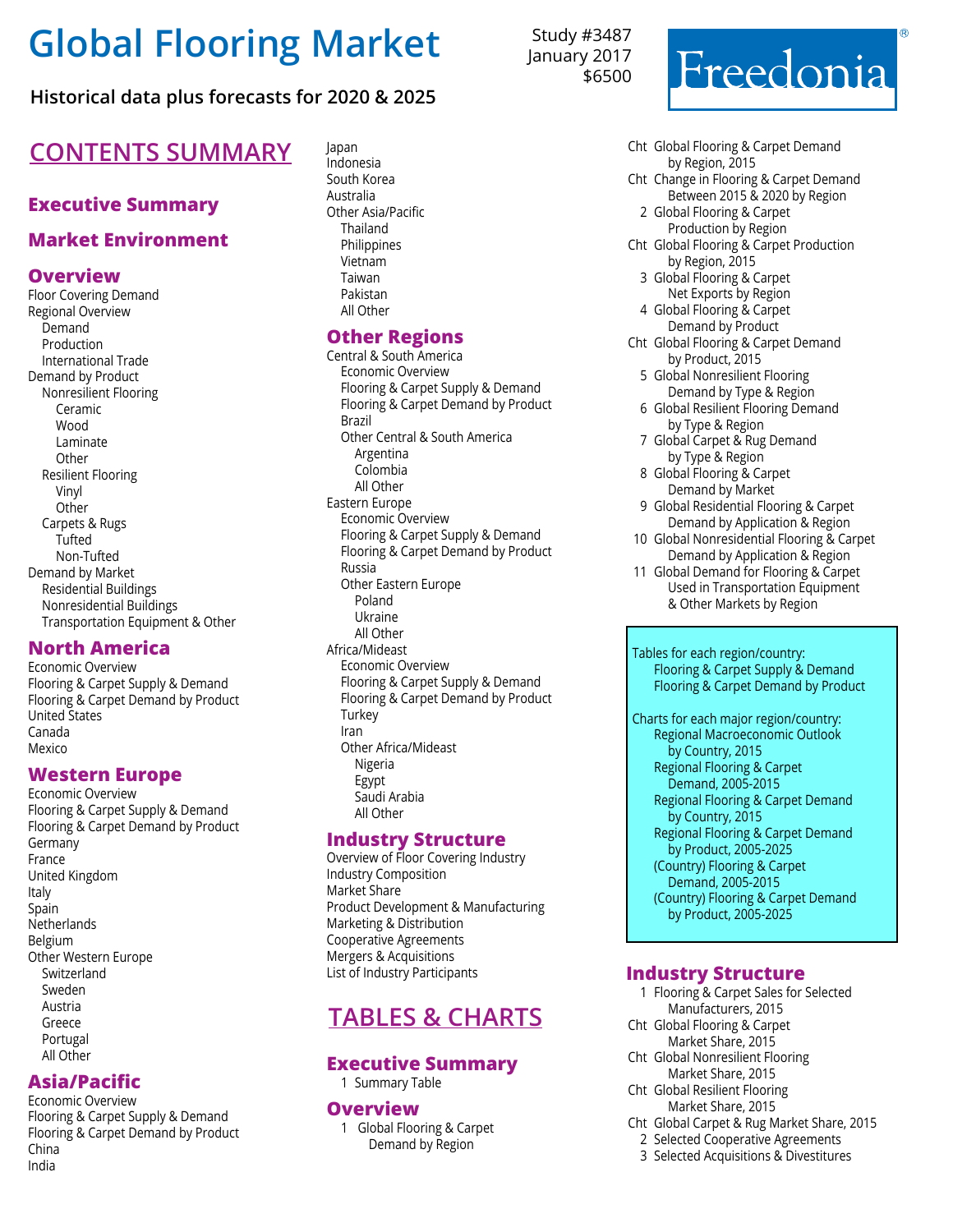# Global Flooring Market

Study #3487
January 2017
$6500

**Historical data plus forecasts for 2020 & 2025**

Freedonia®

## CONTENTS SUMMARY

### Executive Summary

### Market Environment

### Overview

- Floor Covering Demand
- Regional Overview
  - Demand
  - Production
  - International Trade
- Demand by Product
  - Nonresilient Flooring
    - Ceramic
    - Wood
    - Laminate
    - Other
  - Resilient Flooring
    - Vinyl
    - Other
  - Carpets & Rugs
    - Tufted
    - Non-Tufted
- Demand by Market
  - Residential Buildings
  - Nonresidential Buildings
  - Transportation Equipment & Other

### North America

- Economic Overview
- Flooring & Carpet Supply & Demand
- Flooring & Carpet Demand by Product
- United States
- Canada
- Mexico

### Western Europe

- Economic Overview
- Flooring & Carpet Supply & Demand
- Flooring & Carpet Demand by Product
- Germany
- France
- United Kingdom
- Italy
- Spain
- Netherlands
- Belgium
- Other Western Europe
  - Switzerland
  - Sweden
  - Austria
  - Greece
  - Portugal
  - All Other

### Asia/Pacific

- Economic Overview
- Flooring & Carpet Supply & Demand
- Flooring & Carpet Demand by Product
- China
- India
- Japan
- Indonesia
- South Korea
- Australia
- Other Asia/Pacific
  - Thailand
  - Philippines
  - Vietnam
  - Taiwan
  - Pakistan
  - All Other

### Other Regions

- Central & South America
  - Economic Overview
  - Flooring & Carpet Supply & Demand
  - Flooring & Carpet Demand by Product
  - Brazil
  - Other Central & South America
    - Argentina
    - Colombia
    - All Other
- Eastern Europe
  - Economic Overview
  - Flooring & Carpet Supply & Demand
  - Flooring & Carpet Demand by Product
  - Russia
  - Other Eastern Europe
    - Poland
    - Ukraine
    - All Other
- Africa/Mideast
  - Economic Overview
  - Flooring & Carpet Supply & Demand
  - Flooring & Carpet Demand by Product
  - Turkey
  - Iran
  - Other Africa/Mideast
    - Nigeria
    - Egypt
    - Saudi Arabia
    - All Other

### Industry Structure

- Overview of Floor Covering Industry
- Industry Composition
- Market Share
- Product Development & Manufacturing
- Marketing & Distribution
- Cooperative Agreements
- Mergers & Acquisitions
- List of Industry Participants

## TABLES & CHARTS

### Executive Summary

1 Summary Table

### Overview

1 Global Flooring & Carpet Demand by Region
Cht Global Flooring & Carpet Demand by Region, 2015
Cht Change in Flooring & Carpet Demand Between 2015 & 2020 by Region
2 Global Flooring & Carpet Production by Region
Cht Global Flooring & Carpet Production by Region, 2015
3 Global Flooring & Carpet Net Exports by Region
4 Global Flooring & Carpet Demand by Product
Cht Global Flooring & Carpet Demand by Product, 2015
5 Global Nonresilient Flooring Demand by Type & Region
6 Global Resilient Flooring Demand by Type & Region
7 Global Carpet & Rug Demand by Type & Region
8 Global Flooring & Carpet Demand by Market
9 Global Residential Flooring & Carpet Demand by Application & Region
10 Global Nonresidential Flooring & Carpet Demand by Application & Region
11 Global Demand for Flooring & Carpet Used in Transportation Equipment & Other Markets by Region

Tables for each region/country:
- Flooring & Carpet Supply & Demand
- Flooring & Carpet Demand by Product

Charts for each major region/country:
- Regional Macroeconomic Outlook by Country, 2015
- Regional Flooring & Carpet Demand, 2005-2015
- Regional Flooring & Carpet Demand by Country, 2015
- Regional Flooring & Carpet Demand by Product, 2005-2025
- (Country) Flooring & Carpet Demand, 2005-2015
- (Country) Flooring & Carpet Demand by Product, 2005-2025

### Industry Structure

1 Flooring & Carpet Sales for Selected Manufacturers, 2015
Cht Global Flooring & Carpet Market Share, 2015
Cht Global Nonresilient Flooring Market Share, 2015
Cht Global Resilient Flooring Market Share, 2015
Cht Global Carpet & Rug Market Share, 2015
2 Selected Cooperative Agreements
3 Selected Acquisitions & Divestitures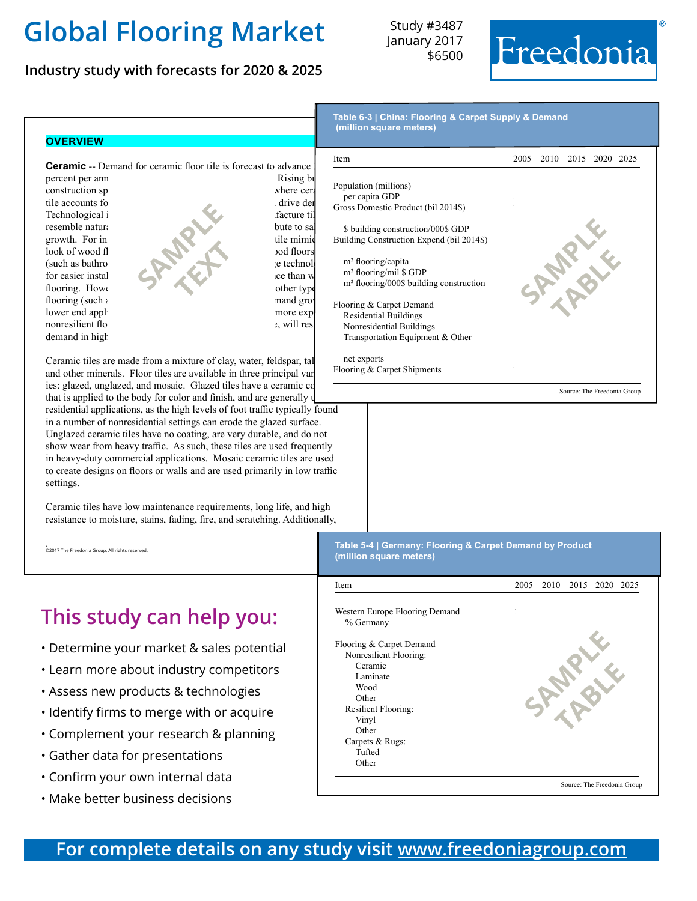# Global Flooring Market

Study #3487
January 2017
$6500

Freedonia

**Industry study with forecasts for 2020 & 2025**

**OVERVIEW**

**Ceramic** -- Demand for ceramic floor tile is forecast to advance percent per ann Rising bu construction sp where cera tile accounts fo drive der Technological i facture til resemble natura bute to sa growth. For in tile mimic look of wood fl ood floors (such as bathro e technol for easier instal ce than w flooring. Howe other typ flooring (such a mand gro lower end appli more exp nonresilient flo e, will res demand in high

SAMPLE TEXT

Ceramic tiles are made from a mixture of clay, water, feldspar, tal and other minerals. Floor tiles are available in three principal var ies: glazed, unglazed, and mosaic. Glazed tiles have a ceramic co that is applied to the body for color and finish, and are generally u residential applications, as the high levels of foot traffic typically found in a number of nonresidential settings can erode the glazed surface. Unglazed ceramic tiles have no coating, are very durable, and do not show wear from heavy traffic. As such, these tiles are used frequently in heavy-duty commercial applications. Mosaic ceramic tiles are used to create designs on floors or walls and are used primarily in low traffic settings.

Ceramic tiles have low maintenance requirements, long life, and high resistance to moisture, stains, fading, fire, and scratching. Additionally,

©2017 The Freedonia Group. All rights reserved.

**Table 6-3 | China: Flooring & Carpet Supply & Demand (million square meters)**

| Item | 2005 | 2010 | 2015 | 2020 | 2025 |
|---|---|---|---|---|---|
| Population (millions) | | | | | |
| per capita GDP | | | | | |
| Gross Domestic Product (bil 2014$) | | | | | |
| | | | | | |
| $ building construction/000$ GDP | | | | | |
| Building Construction Expend (bil 2014$) | | | | | |
| | | | | | |
| m² flooring/capita | | | | | |
| m² flooring/mil $ GDP | | | | | |
| m² flooring/000$ building construction | | | | | |
| | | | | | |
| Flooring & Carpet Demand | | | | | |
| Residential Buildings | | | | | |
| Nonresidential Buildings | | | | | |
| Transportation Equipment & Other | | | | | |
| | | | | | |
| net exports | | | | | |
| Flooring & Carpet Shipments | | | | | |

SAMPLE TABLE

Source: The Freedonia Group

**Table 5-4 | Germany: Flooring & Carpet Demand by Product (million square meters)**

| Item | 2005 | 2010 | 2015 | 2020 | 2025 |
|---|---|---|---|---|---|
| Western Europe Flooring Demand | | | | | |
| % Germany | | | | | |
| | | | | | |
| Flooring & Carpet Demand | | | | | |
| Nonresilient Flooring: | | | | | |
| Ceramic | | | | | |
| Laminate | | | | | |
| Wood | | | | | |
| Other | | | | | |
| Resilient Flooring: | | | | | |
| Vinyl | | | | | |
| Other | | | | | |
| Carpets & Rugs: | | | | | |
| Tufted | | | | | |
| Other | | | | | |

SAMPLE TABLE

Source: The Freedonia Group

## This study can help you:

- Determine your market & sales potential
- Learn more about industry competitors
- Assess new products & technologies
- Identify firms to merge with or acquire
- Complement your research & planning
- Gather data for presentations
- Confirm your own internal data
- Make better business decisions

**For complete details on any study visit www.freedoniagroup.com**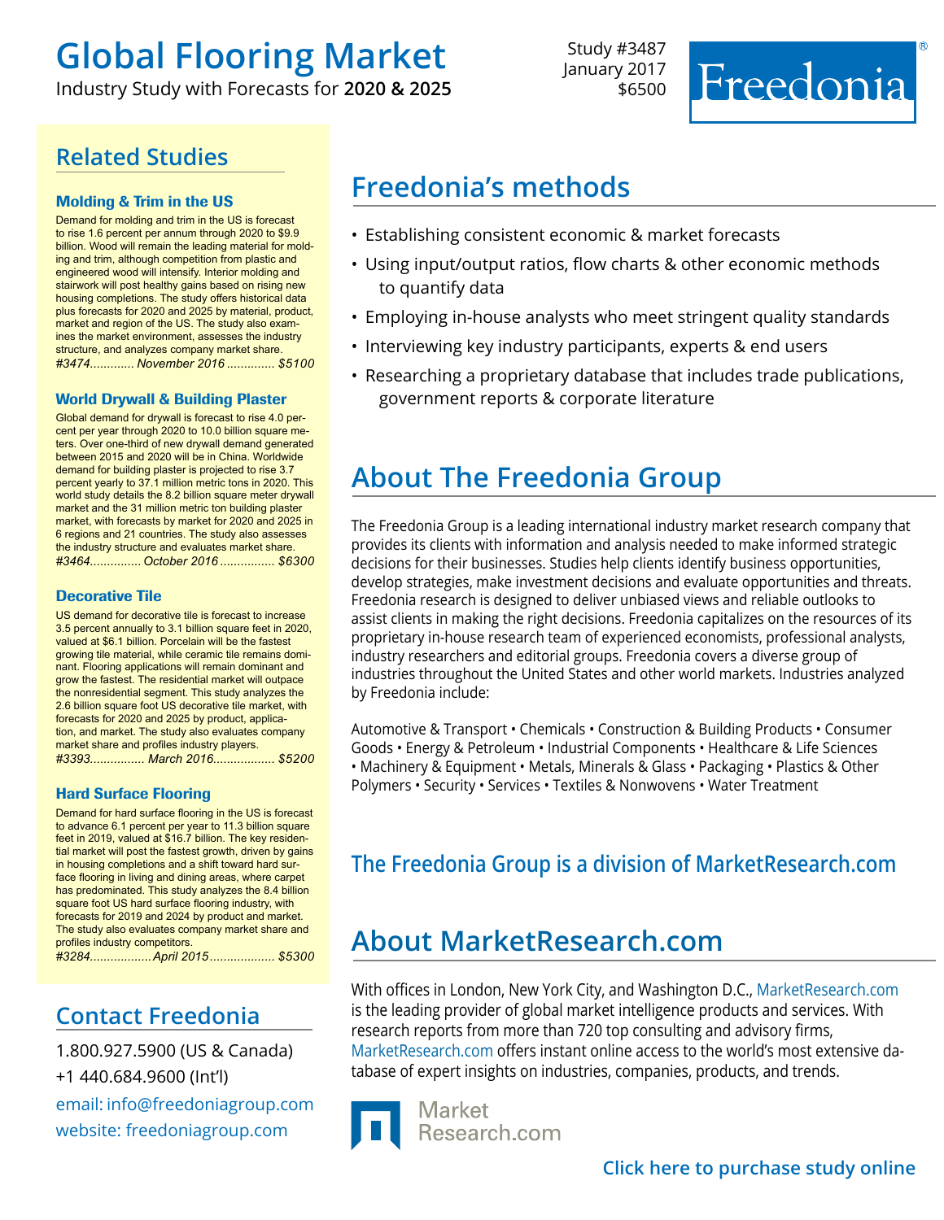# Global Flooring Market

Industry Study with Forecasts for **2020 & 2025**

Study #3487
January 2017
$6500

Freedonia

## Related Studies

### Molding & Trim in the US

Demand for molding and trim in the US is forecast to rise 1.6 percent per annum through 2020 to $9.9 billion. Wood will remain the leading material for molding and trim, although competition from plastic and engineered wood will intensify. Interior molding and stairwork will post healthy gains based on rising new housing completions. The study offers historical data plus forecasts for 2020 and 2025 by material, product, market and region of the US. The study also examines the market environment, assesses the industry structure, and analyzes company market share.

*#3474............ November 2016 ............. $5100*

### World Drywall & Building Plaster

Global demand for drywall is forecast to rise 4.0 percent per year through 2020 to 10.0 billion square meters. Over one-third of new drywall demand generated between 2015 and 2020 will be in China. Worldwide demand for building plaster is projected to rise 3.7 percent yearly to 37.1 million metric tons in 2020. This world study details the 8.2 billion square meter drywall market and the 31 million metric ton building plaster market, with forecasts by market for 2020 and 2025 in 6 regions and 21 countries. The study also assesses the industry structure and evaluates market share.

*#3464.............. October 2016 ................ $6300*

### Decorative Tile

US demand for decorative tile is forecast to increase 3.5 percent annually to 3.1 billion square feet in 2020, valued at $6.1 billion. Porcelain will be the fastest growing tile material, while ceramic tile remains dominant. Flooring applications will remain dominant and grow the fastest. The residential market will outpace the nonresidential segment. This study analyzes the 2.6 billion square foot US decorative tile market, with forecasts for 2020 and 2025 by product, application, and market. The study also evaluates company market share and profiles industry players.

*#3393................ March 2016................. $5200*

### Hard Surface Flooring

Demand for hard surface flooring in the US is forecast to advance 6.1 percent per year to 11.3 billion square feet in 2019, valued at $16.7 billion. The key residential market will post the fastest growth, driven by gains in housing completions and a shift toward hard surface flooring in living and dining areas, where carpet has predominated. This study analyzes the 8.4 billion square foot US hard surface flooring industry, with forecasts for 2019 and 2024 by product and market. The study also evaluates company market share and profiles industry competitors.

*#3284.................April 2015.................. $5300*

## Contact Freedonia

1.800.927.5900 (US & Canada)
+1 440.684.9600 (Int'l)
email: info@freedoniagroup.com
website: freedoniagroup.com

## Freedonia's methods

- Establishing consistent economic & market forecasts
- Using input/output ratios, flow charts & other economic methods to quantify data
- Employing in-house analysts who meet stringent quality standards
- Interviewing key industry participants, experts & end users
- Researching a proprietary database that includes trade publications, government reports & corporate literature

## About The Freedonia Group

The Freedonia Group is a leading international industry market research company that provides its clients with information and analysis needed to make informed strategic decisions for their businesses. Studies help clients identify business opportunities, develop strategies, make investment decisions and evaluate opportunities and threats. Freedonia research is designed to deliver unbiased views and reliable outlooks to assist clients in making the right decisions. Freedonia capitalizes on the resources of its proprietary in-house research team of experienced economists, professional analysts, industry researchers and editorial groups. Freedonia covers a diverse group of industries throughout the United States and other world markets. Industries analyzed by Freedonia include:

Automotive & Transport • Chemicals • Construction & Building Products • Consumer Goods • Energy & Petroleum • Industrial Components • Healthcare & Life Sciences • Machinery & Equipment • Metals, Minerals & Glass • Packaging • Plastics & Other Polymers • Security • Services • Textiles & Nonwovens • Water Treatment

### The Freedonia Group is a division of MarketResearch.com

## About MarketResearch.com

With offices in London, New York City, and Washington D.C., MarketResearch.com is the leading provider of global market intelligence products and services. With research reports from more than 720 top consulting and advisory firms, MarketResearch.com offers instant online access to the world's most extensive database of expert insights on industries, companies, products, and trends.

Market Research.com

**Click here to purchase study online**